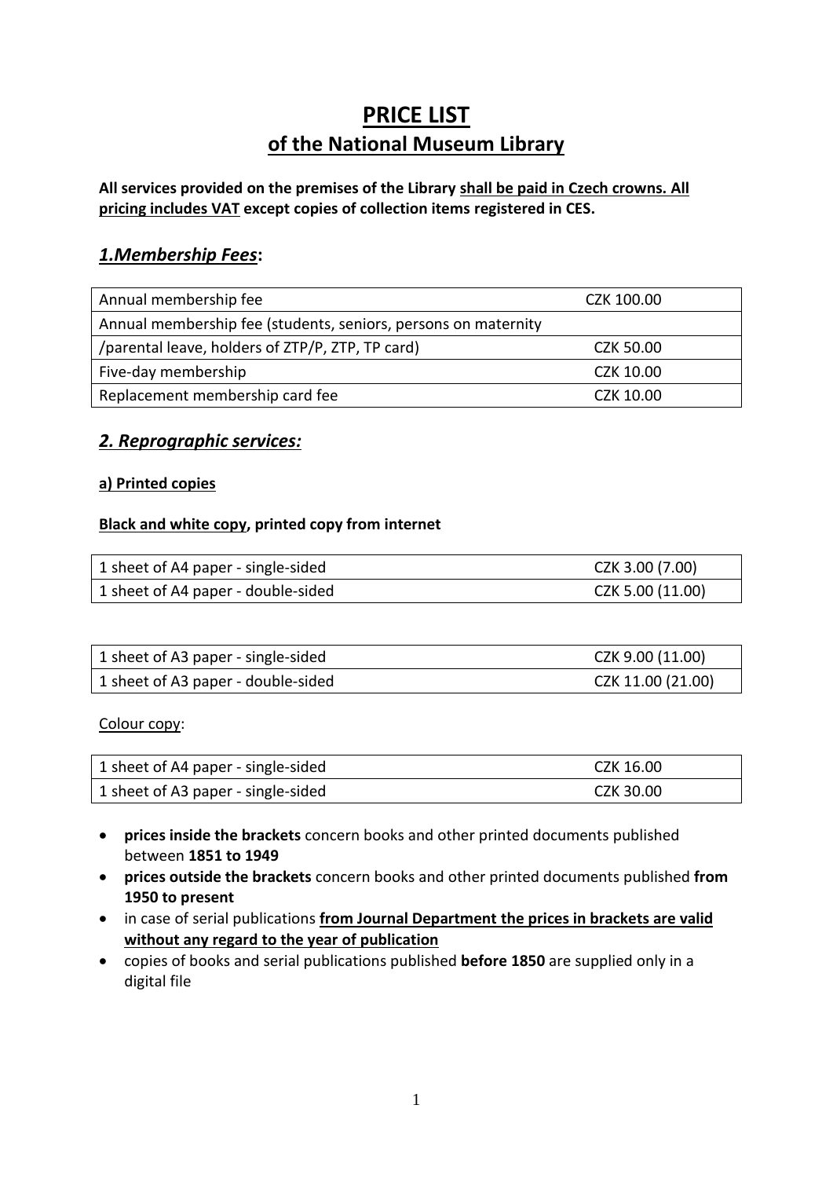# PRICE LIST
## of the National Museum Library

**All services provided on the premises of the Library <u>shall be paid in Czech crowns. All pricing includes VAT</u> except copies of collection items registered in CES.**

## *1.Membership Fees*:

| | |
|---|---|
| Annual membership fee | CZK 100.00 |
| Annual membership fee (students, seniors, persons on maternity /parental leave, holders of ZTP/P, ZTP, TP card) | CZK 50.00 |
| Five-day membership | CZK 10.00 |
| Replacement membership card fee | CZK 10.00 |

## *2. Reprographic services:*

### a) Printed copies

**Black and white copy, printed copy from internet**

| | |
|---|---|
| 1 sheet of A4 paper - single-sided | CZK 3.00 (7.00) |
| 1 sheet of A4 paper - double-sided | CZK 5.00 (11.00) |

| | |
|---|---|
| 1 sheet of A3 paper - single-sided | CZK 9.00 (11.00) |
| 1 sheet of A3 paper - double-sided | CZK 11.00 (21.00) |

Colour copy:

| | |
|---|---|
| 1 sheet of A4 paper - single-sided | CZK 16.00 |
| 1 sheet of A3 paper - single-sided | CZK 30.00 |

- **prices inside the brackets** concern books and other printed documents published between **1851 to 1949**
- **prices outside the brackets** concern books and other printed documents published **from 1950 to present**
- in case of serial publications **from Journal Department the prices in brackets are valid without any regard to the year of publication**
- copies of books and serial publications published **before 1850** are supplied only in a digital file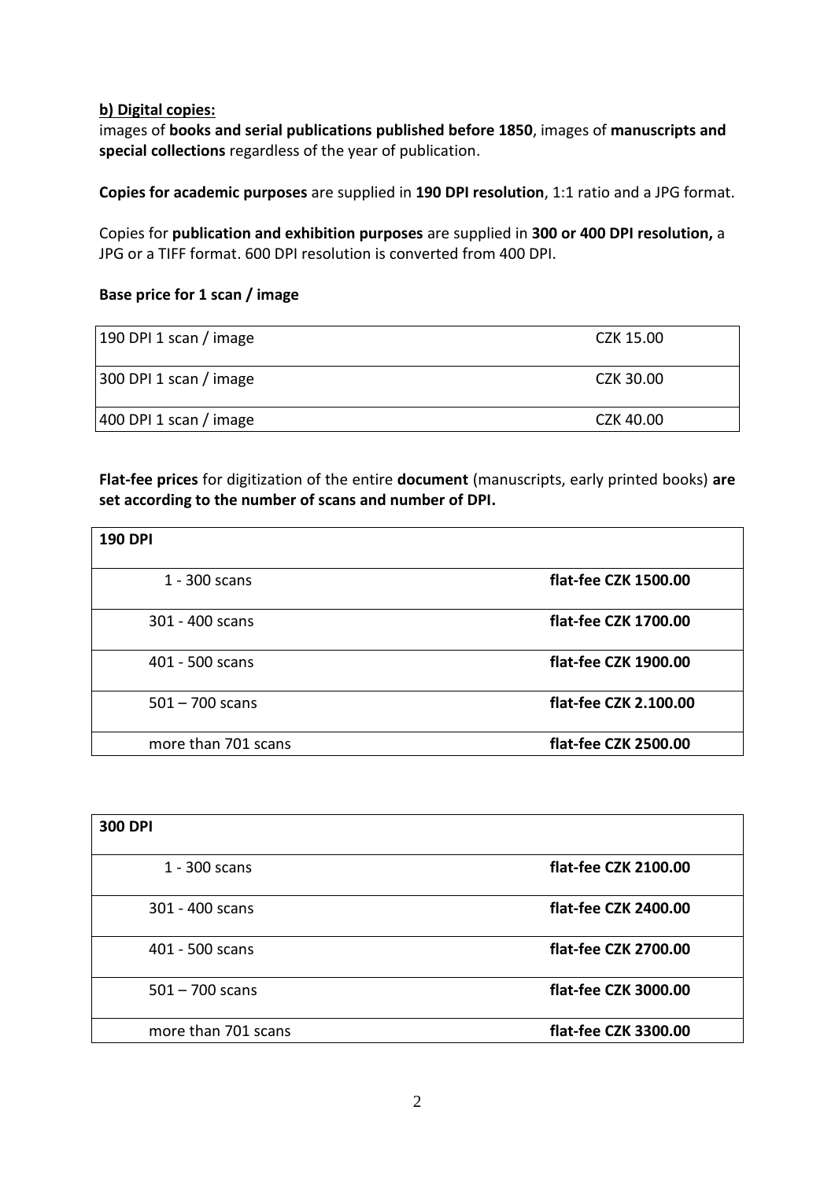**b) Digital copies:**

images of **books and serial publications published before 1850**, images of **manuscripts and special collections** regardless of the year of publication.

**Copies for academic purposes** are supplied in **190 DPI resolution**, 1:1 ratio and a JPG format.

Copies for **publication and exhibition purposes** are supplied in **300 or 400 DPI resolution,** a JPG or a TIFF format. 600 DPI resolution is converted from 400 DPI.

**Base price for 1 scan / image**

| | |
|---|---|
| 190 DPI 1 scan / image | CZK 15.00 |
| 300 DPI 1 scan / image | CZK 30.00 |
| 400 DPI 1 scan / image | CZK 40.00 |

**Flat-fee prices** for digitization of the entire **document** (manuscripts, early printed books) **are set according to the number of scans and number of DPI.**

| **190 DPI** | |
|---|---|
| 1 - 300 scans | **flat-fee CZK 1500.00** |
| 301 - 400 scans | **flat-fee CZK 1700.00** |
| 401 - 500 scans | **flat-fee CZK 1900.00** |
| 501 – 700 scans | **flat-fee CZK 2.100.00** |
| more than 701 scans | **flat-fee CZK 2500.00** |

| **300 DPI** | |
|---|---|
| 1 - 300 scans | **flat-fee CZK 2100.00** |
| 301 - 400 scans | **flat-fee CZK 2400.00** |
| 401 - 500 scans | **flat-fee CZK 2700.00** |
| 501 – 700 scans | **flat-fee CZK 3000.00** |
| more than 701 scans | **flat-fee CZK 3300.00** |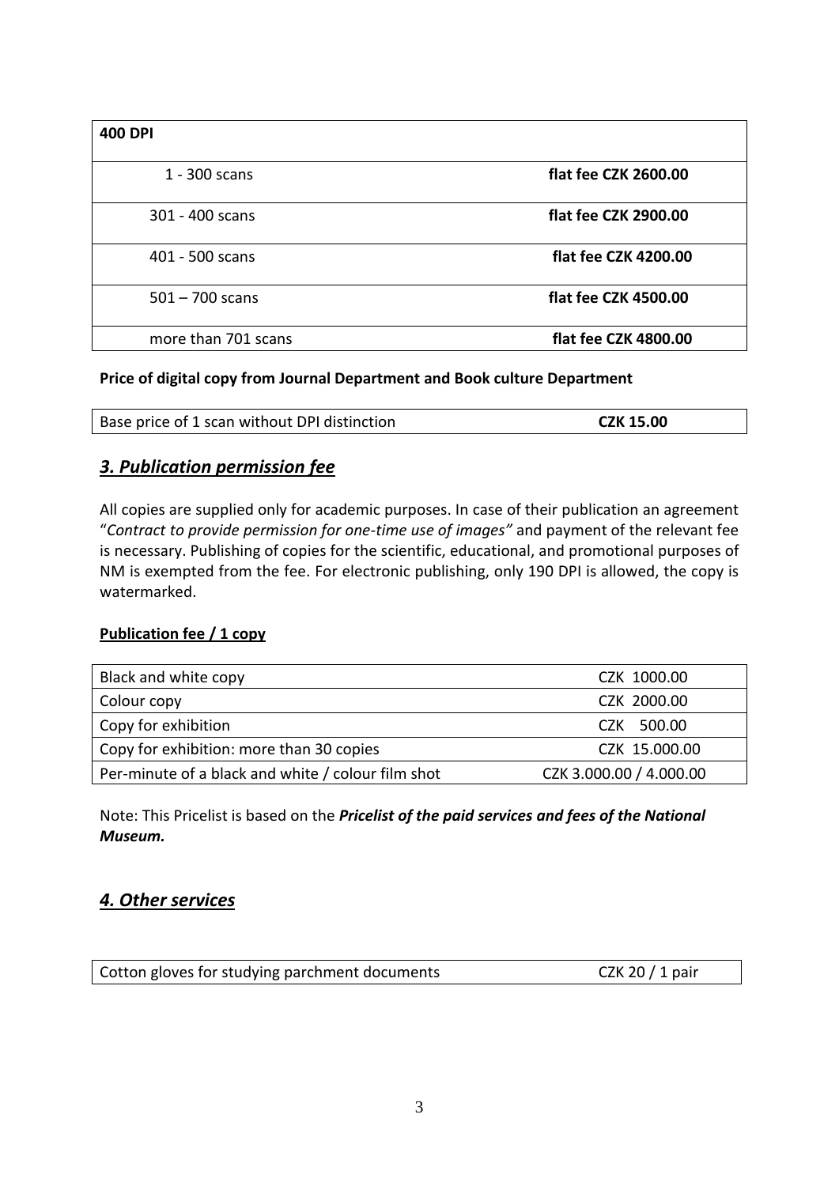| **400 DPI** | |
|---|---|
| 1 - 300 scans | **flat fee CZK 2600.00** |
| 301 - 400 scans | **flat fee CZK 2900.00** |
| 401 - 500 scans | **flat fee CZK 4200.00** |
| 501 – 700 scans | **flat fee CZK 4500.00** |
| more than 701 scans | **flat fee CZK 4800.00** |

**Price of digital copy from Journal Department and Book culture Department**

| Base price of 1 scan without DPI distinction | **CZK 15.00** |
|---|---|

## ***3. Publication permission fee***

All copies are supplied only for academic purposes. In case of their publication an agreement "*Contract to provide permission for one-time use of images"* and payment of the relevant fee is necessary. Publishing of copies for the scientific, educational, and promotional purposes of NM is exempted from the fee. For electronic publishing, only 190 DPI is allowed, the copy is watermarked.

**Publication fee / 1 copy**

| Black and white copy | CZK 1000.00 |
|---|---|
| Colour copy | CZK 2000.00 |
| Copy for exhibition | CZK 500.00 |
| Copy for exhibition: more than 30 copies | CZK 15.000.00 |
| Per-minute of a black and white / colour film shot | CZK 3.000.00 / 4.000.00 |

Note: This Pricelist is based on the ***Pricelist of the paid services and fees of the National Museum.***

## ***4. Other services***

| Cotton gloves for studying parchment documents | CZK 20 / 1 pair |
|---|---|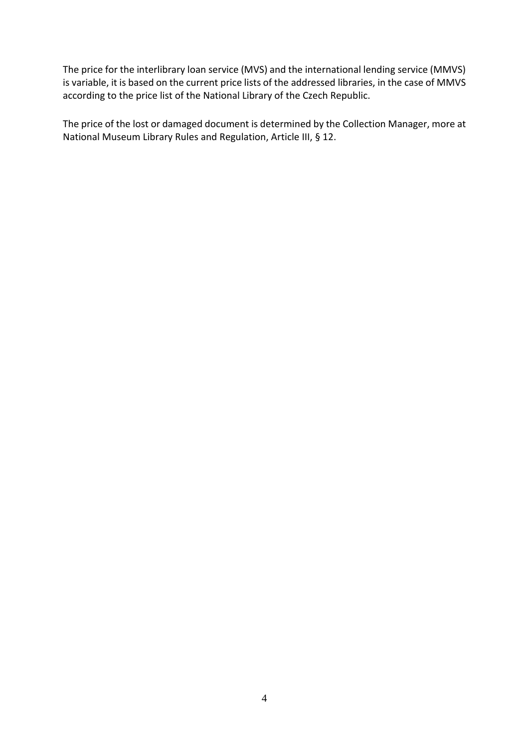The price for the interlibrary loan service (MVS) and the international lending service (MMVS) is variable, it is based on the current price lists of the addressed libraries, in the case of MMVS according to the price list of the National Library of the Czech Republic.

The price of the lost or damaged document is determined by the Collection Manager, more at National Museum Library Rules and Regulation, Article III, § 12.